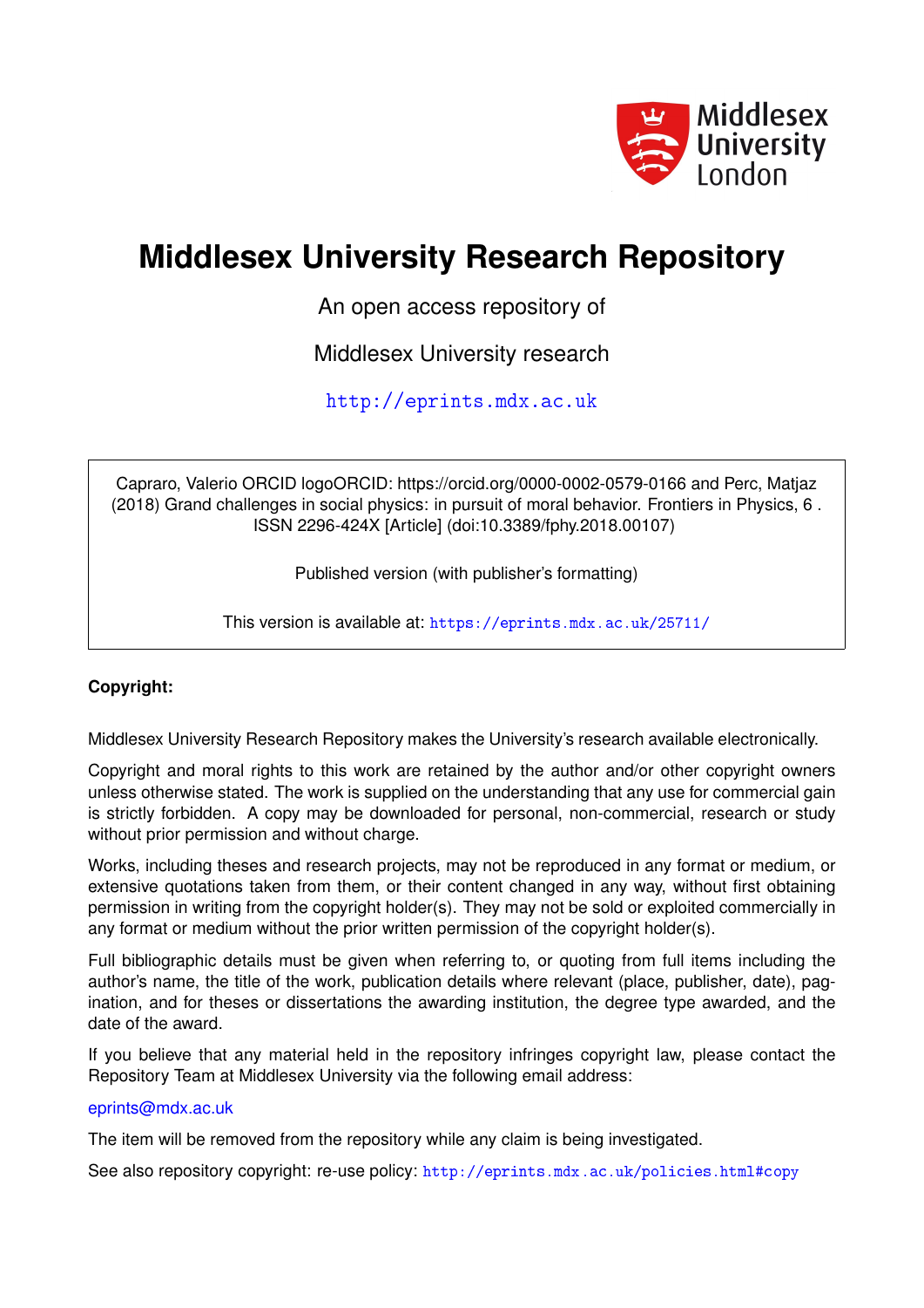# Middlesex University Research Repository

An open access repository of

Middlesex University research

http://eprints.mdx.ac.uk

Capraro, Valerio ORCID logoORCID: https://orcid.org/0000-0002-0579-0166 and Perc, Matjaz (2018) Grand challenges in social physics: in pursuit of moral behavior. Frontiers in Physics, 6 . ISSN 2296-424X [Article] (doi:10.3389/fphy.2018.00107)

Published version (with publisher's formatting)

This version is available at: https://eprints.mdx.ac.uk/25711/

**Copyright:**

Middlesex University Research Repository makes the University's research available electronically.

Copyright and moral rights to this work are retained by the author and/or other copyright owners unless otherwise stated. The work is supplied on the understanding that any use for commercial gain is strictly forbidden. A copy may be downloaded for personal, non-commercial, research or study without prior permission and without charge.

Works, including theses and research projects, may not be reproduced in any format or medium, or extensive quotations taken from them, or their content changed in any way, without first obtaining permission in writing from the copyright holder(s). They may not be sold or exploited commercially in any format or medium without the prior written permission of the copyright holder(s).

Full bibliographic details must be given when referring to, or quoting from full items including the author's name, the title of the work, publication details where relevant (place, publisher, date), pagination, and for theses or dissertations the awarding institution, the degree type awarded, and the date of the award.

If you believe that any material held in the repository infringes copyright law, please contact the Repository Team at Middlesex University via the following email address:

eprints@mdx.ac.uk

The item will be removed from the repository while any claim is being investigated.

See also repository copyright: re-use policy: http://eprints.mdx.ac.uk/policies.html#copy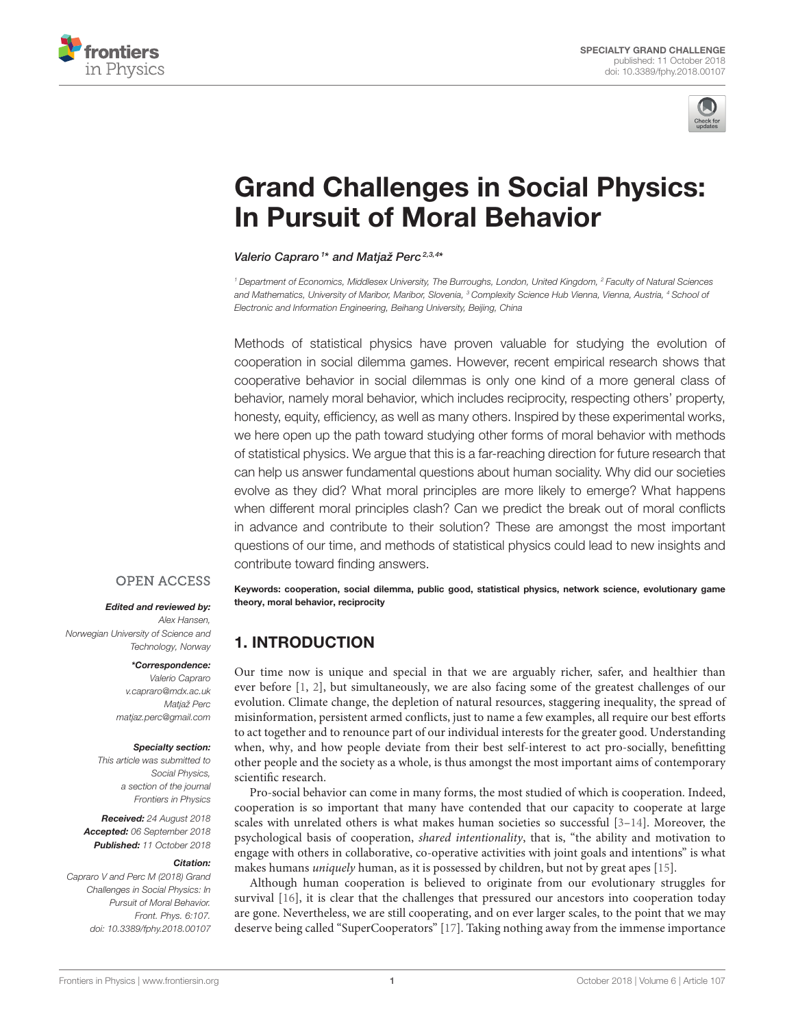# Grand Challenges in Social Physics: In Pursuit of Moral Behavior

*Valerio Capraro[1]\* and Matjaž Perc[2,3,4]\**

[1] Department of Economics, Middlesex University, The Burroughs, London, United Kingdom, [2] Faculty of Natural Sciences and Mathematics, University of Maribor, Maribor, Slovenia, [3] Complexity Science Hub Vienna, Vienna, Austria, [4] School of Electronic and Information Engineering, Beihang University, Beijing, China

Methods of statistical physics have proven valuable for studying the evolution of cooperation in social dilemma games. However, recent empirical research shows that cooperative behavior in social dilemmas is only one kind of a more general class of behavior, namely moral behavior, which includes reciprocity, respecting others' property, honesty, equity, efficiency, as well as many others. Inspired by these experimental works, we here open up the path toward studying other forms of moral behavior with methods of statistical physics. We argue that this is a far-reaching direction for future research that can help us answer fundamental questions about human sociality. Why did our societies evolve as they did? What moral principles are more likely to emerge? What happens when different moral principles clash? Can we predict the break out of moral conflicts in advance and contribute to their solution? These are amongst the most important questions of our time, and methods of statistical physics could lead to new insights and contribute toward finding answers.

**Keywords: cooperation, social dilemma, public good, statistical physics, network science, evolutionary game theory, moral behavior, reciprocity**

OPEN ACCESS

***Edited and reviewed by:***
*Alex Hansen, Norwegian University of Science and Technology, Norway*

***\*Correspondence:***
*Valerio Capraro*
*v.capraro@mdx.ac.uk*
*Matjaž Perc*
*matjaz.perc@gmail.com*

***Specialty section:***
*This article was submitted to Social Physics, a section of the journal Frontiers in Physics*

***Received:*** *24 August 2018*
***Accepted:*** *06 September 2018*
***Published:*** *11 October 2018*

***Citation:***
*Capraro V and Perc M (2018) Grand Challenges in Social Physics: In Pursuit of Moral Behavior. Front. Phys. 6:107. doi: 10.3389/fphy.2018.00107*

## 1. INTRODUCTION

Our time now is unique and special in that we are arguably richer, safer, and healthier than ever before [1, 2], but simultaneously, we are also facing some of the greatest challenges of our evolution. Climate change, the depletion of natural resources, staggering inequality, the spread of misinformation, persistent armed conflicts, just to name a few examples, all require our best efforts to act together and to renounce part of our individual interests for the greater good. Understanding when, why, and how people deviate from their best self-interest to act pro-socially, benefitting other people and the society as a whole, is thus amongst the most important aims of contemporary scientific research.

Pro-social behavior can come in many forms, the most studied of which is cooperation. Indeed, cooperation is so important that many have contended that our capacity to cooperate at large scales with unrelated others is what makes human societies so successful [3–14]. Moreover, the psychological basis of cooperation, *shared intentionality*, that is, "the ability and motivation to engage with others in collaborative, co-operative activities with joint goals and intentions" is what makes humans *uniquely* human, as it is possessed by children, but not by great apes [15].

Although human cooperation is believed to originate from our evolutionary struggles for survival [16], it is clear that the challenges that pressured our ancestors into cooperation today are gone. Nevertheless, we are still cooperating, and on ever larger scales, to the point that we may deserve being called "SuperCooperators" [17]. Taking nothing away from the immense importance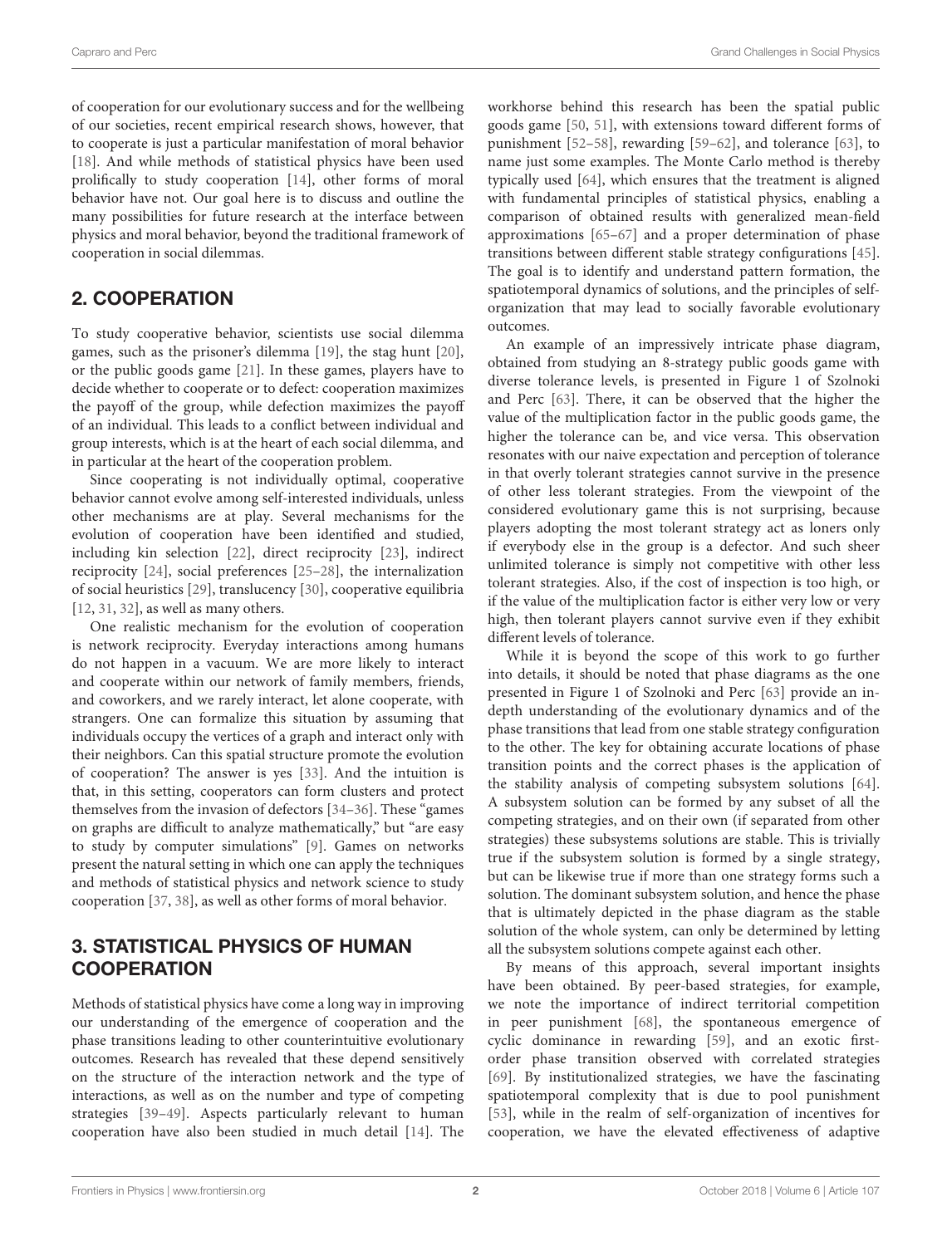of cooperation for our evolutionary success and for the wellbeing of our societies, recent empirical research shows, however, that to cooperate is just a particular manifestation of moral behavior [18]. And while methods of statistical physics have been used prolifically to study cooperation [14], other forms of moral behavior have not. Our goal here is to discuss and outline the many possibilities for future research at the interface between physics and moral behavior, beyond the traditional framework of cooperation in social dilemmas.

## 2. COOPERATION

To study cooperative behavior, scientists use social dilemma games, such as the prisoner's dilemma [19], the stag hunt [20], or the public goods game [21]. In these games, players have to decide whether to cooperate or to defect: cooperation maximizes the payoff of the group, while defection maximizes the payoff of an individual. This leads to a conflict between individual and group interests, which is at the heart of each social dilemma, and in particular at the heart of the cooperation problem.

Since cooperating is not individually optimal, cooperative behavior cannot evolve among self-interested individuals, unless other mechanisms are at play. Several mechanisms for the evolution of cooperation have been identified and studied, including kin selection [22], direct reciprocity [23], indirect reciprocity [24], social preferences [25–28], the internalization of social heuristics [29], translucency [30], cooperative equilibria [12, 31, 32], as well as many others.

One realistic mechanism for the evolution of cooperation is network reciprocity. Everyday interactions among humans do not happen in a vacuum. We are more likely to interact and cooperate within our network of family members, friends, and coworkers, and we rarely interact, let alone cooperate, with strangers. One can formalize this situation by assuming that individuals occupy the vertices of a graph and interact only with their neighbors. Can this spatial structure promote the evolution of cooperation? The answer is yes [33]. And the intuition is that, in this setting, cooperators can form clusters and protect themselves from the invasion of defectors [34–36]. These "games on graphs are difficult to analyze mathematically," but "are easy to study by computer simulations" [9]. Games on networks present the natural setting in which one can apply the techniques and methods of statistical physics and network science to study cooperation [37, 38], as well as other forms of moral behavior.

## 3. STATISTICAL PHYSICS OF HUMAN COOPERATION

Methods of statistical physics have come a long way in improving our understanding of the emergence of cooperation and the phase transitions leading to other counterintuitive evolutionary outcomes. Research has revealed that these depend sensitively on the structure of the interaction network and the type of interactions, as well as on the number and type of competing strategies [39–49]. Aspects particularly relevant to human cooperation have also been studied in much detail [14]. The workhorse behind this research has been the spatial public goods game [50, 51], with extensions toward different forms of punishment [52–58], rewarding [59–62], and tolerance [63], to name just some examples. The Monte Carlo method is thereby typically used [64], which ensures that the treatment is aligned with fundamental principles of statistical physics, enabling a comparison of obtained results with generalized mean-field approximations [65–67] and a proper determination of phase transitions between different stable strategy configurations [45]. The goal is to identify and understand pattern formation, the spatiotemporal dynamics of solutions, and the principles of self-organization that may lead to socially favorable evolutionary outcomes.

An example of an impressively intricate phase diagram, obtained from studying an 8-strategy public goods game with diverse tolerance levels, is presented in Figure 1 of Szolnoki and Perc [63]. There, it can be observed that the higher the value of the multiplication factor in the public goods game, the higher the tolerance can be, and vice versa. This observation resonates with our naive expectation and perception of tolerance in that overly tolerant strategies cannot survive in the presence of other less tolerant strategies. From the viewpoint of the considered evolutionary game this is not surprising, because players adopting the most tolerant strategy act as loners only if everybody else in the group is a defector. And such sheer unlimited tolerance is simply not competitive with other less tolerant strategies. Also, if the cost of inspection is too high, or if the value of the multiplication factor is either very low or very high, then tolerant players cannot survive even if they exhibit different levels of tolerance.

While it is beyond the scope of this work to go further into details, it should be noted that phase diagrams as the one presented in Figure 1 of Szolnoki and Perc [63] provide an in-depth understanding of the evolutionary dynamics and of the phase transitions that lead from one stable strategy configuration to the other. The key for obtaining accurate locations of phase transition points and the correct phases is the application of the stability analysis of competing subsystem solutions [64]. A subsystem solution can be formed by any subset of all the competing strategies, and on their own (if separated from other strategies) these subsystems solutions are stable. This is trivially true if the subsystem solution is formed by a single strategy, but can be likewise true if more than one strategy forms such a solution. The dominant subsystem solution, and hence the phase that is ultimately depicted in the phase diagram as the stable solution of the whole system, can only be determined by letting all the subsystem solutions compete against each other.

By means of this approach, several important insights have been obtained. By peer-based strategies, for example, we note the importance of indirect territorial competition in peer punishment [68], the spontaneous emergence of cyclic dominance in rewarding [59], and an exotic first-order phase transition observed with correlated strategies [69]. By institutionalized strategies, we have the fascinating spatiotemporal complexity that is due to pool punishment [53], while in the realm of self-organization of incentives for cooperation, we have the elevated effectiveness of adaptive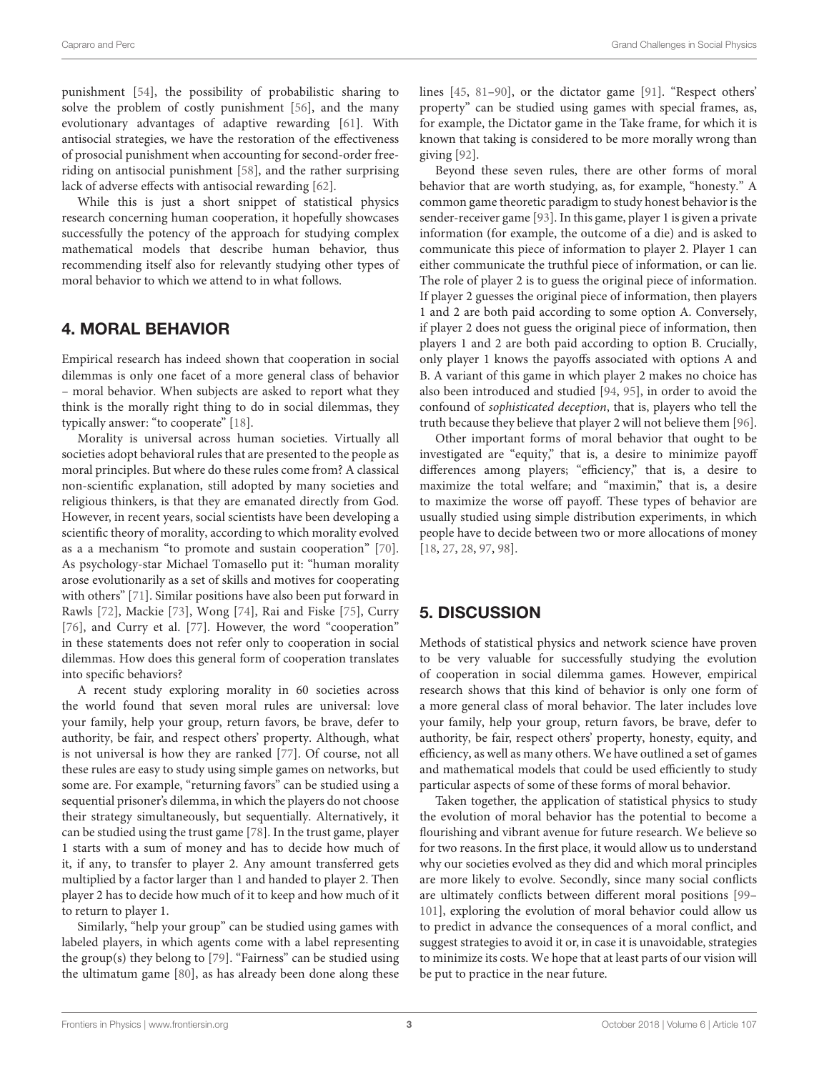punishment [54], the possibility of probabilistic sharing to solve the problem of costly punishment [56], and the many evolutionary advantages of adaptive rewarding [61]. With antisocial strategies, we have the restoration of the effectiveness of prosocial punishment when accounting for second-order free-riding on antisocial punishment [58], and the rather surprising lack of adverse effects with antisocial rewarding [62].

While this is just a short snippet of statistical physics research concerning human cooperation, it hopefully showcases successfully the potency of the approach for studying complex mathematical models that describe human behavior, thus recommending itself also for relevantly studying other types of moral behavior to which we attend to in what follows.

## 4. MORAL BEHAVIOR

Empirical research has indeed shown that cooperation in social dilemmas is only one facet of a more general class of behavior – moral behavior. When subjects are asked to report what they think is the morally right thing to do in social dilemmas, they typically answer: "to cooperate" [18].

Morality is universal across human societies. Virtually all societies adopt behavioral rules that are presented to the people as moral principles. But where do these rules come from? A classical non-scientific explanation, still adopted by many societies and religious thinkers, is that they are emanated directly from God. However, in recent years, social scientists have been developing a scientific theory of morality, according to which morality evolved as a a mechanism "to promote and sustain cooperation" [70]. As psychology-star Michael Tomasello put it: "human morality arose evolutionarily as a set of skills and motives for cooperating with others" [71]. Similar positions have also been put forward in Rawls [72], Mackie [73], Wong [74], Rai and Fiske [75], Curry [76], and Curry et al. [77]. However, the word "cooperation" in these statements does not refer only to cooperation in social dilemmas. How does this general form of cooperation translates into specific behaviors?

A recent study exploring morality in 60 societies across the world found that seven moral rules are universal: love your family, help your group, return favors, be brave, defer to authority, be fair, and respect others' property. Although, what is not universal is how they are ranked [77]. Of course, not all these rules are easy to study using simple games on networks, but some are. For example, "returning favors" can be studied using a sequential prisoner's dilemma, in which the players do not choose their strategy simultaneously, but sequentially. Alternatively, it can be studied using the trust game [78]. In the trust game, player 1 starts with a sum of money and has to decide how much of it, if any, to transfer to player 2. Any amount transferred gets multiplied by a factor larger than 1 and handed to player 2. Then player 2 has to decide how much of it to keep and how much of it to return to player 1.

Similarly, "help your group" can be studied using games with labeled players, in which agents come with a label representing the group(s) they belong to [79]. "Fairness" can be studied using the ultimatum game [80], as has already been done along these lines [45, 81–90], or the dictator game [91]. "Respect others' property" can be studied using games with special frames, as, for example, the Dictator game in the Take frame, for which it is known that taking is considered to be more morally wrong than giving [92].

Beyond these seven rules, there are other forms of moral behavior that are worth studying, as, for example, "honesty." A common game theoretic paradigm to study honest behavior is the sender-receiver game [93]. In this game, player 1 is given a private information (for example, the outcome of a die) and is asked to communicate this piece of information to player 2. Player 1 can either communicate the truthful piece of information, or can lie. The role of player 2 is to guess the original piece of information. If player 2 guesses the original piece of information, then players 1 and 2 are both paid according to some option A. Conversely, if player 2 does not guess the original piece of information, then players 1 and 2 are both paid according to option B. Crucially, only player 1 knows the payoffs associated with options A and B. A variant of this game in which player 2 makes no choice has also been introduced and studied [94, 95], in order to avoid the confound of *sophisticated deception*, that is, players who tell the truth because they believe that player 2 will not believe them [96].

Other important forms of moral behavior that ought to be investigated are "equity," that is, a desire to minimize payoff differences among players; "efficiency," that is, a desire to maximize the total welfare; and "maximin," that is, a desire to maximize the worse off payoff. These types of behavior are usually studied using simple distribution experiments, in which people have to decide between two or more allocations of money [18, 27, 28, 97, 98].

## 5. DISCUSSION

Methods of statistical physics and network science have proven to be very valuable for successfully studying the evolution of cooperation in social dilemma games. However, empirical research shows that this kind of behavior is only one form of a more general class of moral behavior. The later includes love your family, help your group, return favors, be brave, defer to authority, be fair, respect others' property, honesty, equity, and efficiency, as well as many others. We have outlined a set of games and mathematical models that could be used efficiently to study particular aspects of some of these forms of moral behavior.

Taken together, the application of statistical physics to study the evolution of moral behavior has the potential to become a flourishing and vibrant avenue for future research. We believe so for two reasons. In the first place, it would allow us to understand why our societies evolved as they did and which moral principles are more likely to evolve. Secondly, since many social conflicts are ultimately conflicts between different moral positions [99–101], exploring the evolution of moral behavior could allow us to predict in advance the consequences of a moral conflict, and suggest strategies to avoid it or, in case it is unavoidable, strategies to minimize its costs. We hope that at least parts of our vision will be put to practice in the near future.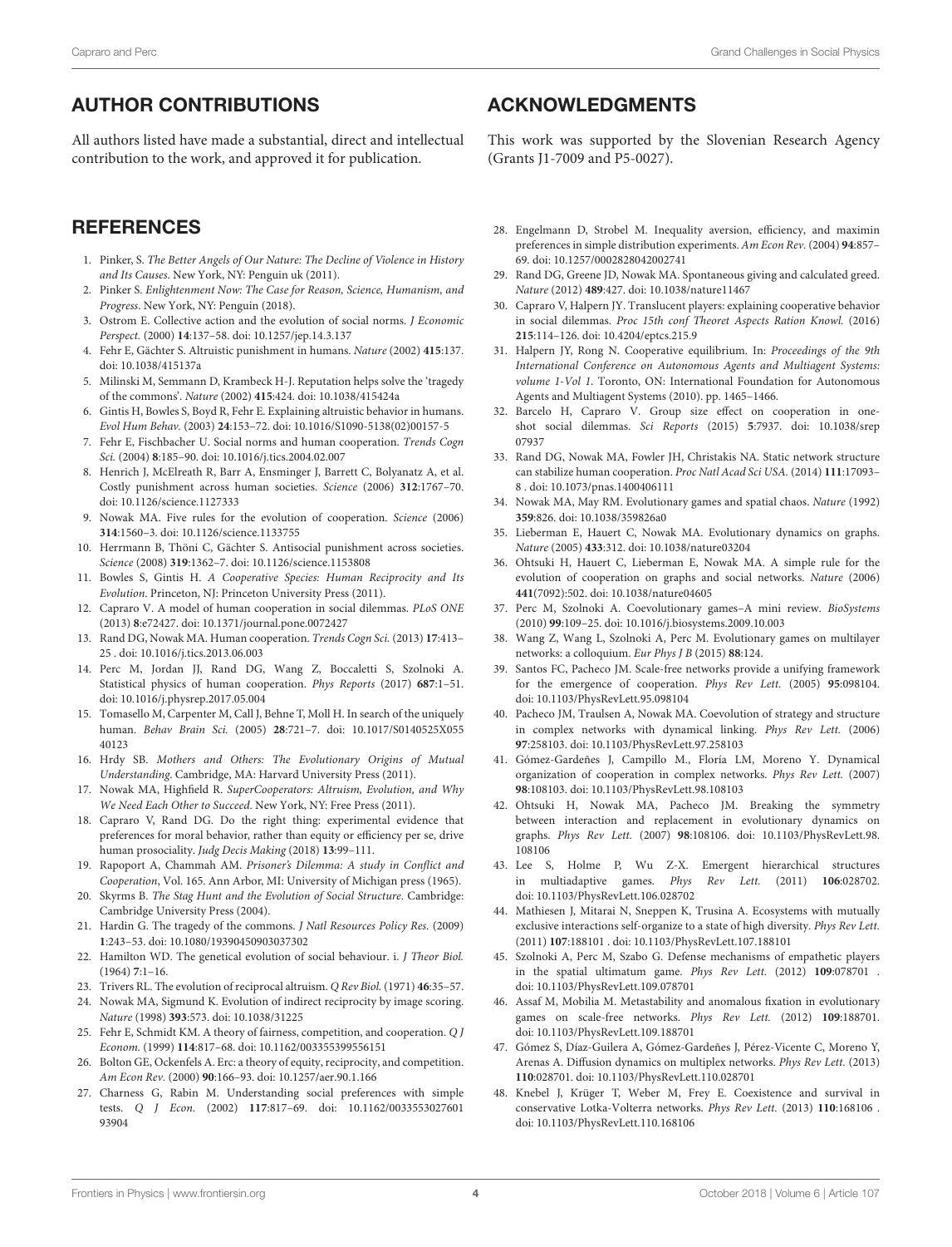## AUTHOR CONTRIBUTIONS

All authors listed have made a substantial, direct and intellectual contribution to the work, and approved it for publication.

## ACKNOWLEDGMENTS

This work was supported by the Slovenian Research Agency (Grants J1-7009 and P5-0027).

## REFERENCES

1. Pinker, S. *The Better Angels of Our Nature: The Decline of Violence in History and Its Causes*. New York, NY: Penguin uk (2011).
2. Pinker S. *Enlightenment Now: The Case for Reason, Science, Humanism, and Progress*. New York, NY: Penguin (2018).
3. Ostrom E. Collective action and the evolution of social norms. *J Economic Perspect.* (2000) **14**:137–58. doi: 10.1257/jep.14.3.137
4. Fehr E, Gächter S. Altruistic punishment in humans. *Nature* (2002) **415**:137. doi: 10.1038/415137a
5. Milinski M, Semmann D, Krambeck H-J. Reputation helps solve the 'tragedy of the commons'. *Nature* (2002) **415**:424. doi: 10.1038/415424a
6. Gintis H, Bowles S, Boyd R, Fehr E. Explaining altruistic behavior in humans. *Evol Hum Behav.* (2003) **24**:153–72. doi: 10.1016/S1090-5138(02)00157-5
7. Fehr E, Fischbacher U. Social norms and human cooperation. *Trends Cogn Sci.* (2004) **8**:185–90. doi: 10.1016/j.tics.2004.02.007
8. Henrich J, McElreath R, Barr A, Ensminger J, Barrett C, Bolyanatz A, et al. Costly punishment across human societies. *Science* (2006) **312**:1767–70. doi: 10.1126/science.1127333
9. Nowak MA. Five rules for the evolution of cooperation. *Science* (2006) **314**:1560–3. doi: 10.1126/science.1133755
10. Herrmann B, Thöni C, Gächter S. Antisocial punishment across societies. *Science* (2008) **319**:1362–7. doi: 10.1126/science.1153808
11. Bowles S, Gintis H. *A Cooperative Species: Human Reciprocity and Its Evolution*. Princeton, NJ: Princeton University Press (2011).
12. Capraro V. A model of human cooperation in social dilemmas. *PLoS ONE* (2013) **8**:e72427. doi: 10.1371/journal.pone.0072427
13. Rand DG, Nowak MA. Human cooperation. *Trends Cogn Sci.* (2013) **17**:413–25 . doi: 10.1016/j.tics.2013.06.003
14. Perc M, Jordan JJ, Rand DG, Wang Z, Boccaletti S, Szolnoki A. Statistical physics of human cooperation. *Phys Reports* (2017) **687**:1–51. doi: 10.1016/j.physrep.2017.05.004
15. Tomasello M, Carpenter M, Call J, Behne T, Moll H. In search of the uniquely human. *Behav Brain Sci.* (2005) **28**:721–7. doi: 10.1017/S0140525X05540123
16. Hrdy SB. *Mothers and Others: The Evolutionary Origins of Mutual Understanding*. Cambridge, MA: Harvard University Press (2011).
17. Nowak MA, Highfield R. *SuperCooperators: Altruism, Evolution, and Why We Need Each Other to Succeed*. New York, NY: Free Press (2011).
18. Capraro V, Rand DG. Do the right thing: experimental evidence that preferences for moral behavior, rather than equity or efficiency per se, drive human prosociality. *Judg Decis Making* (2018) **13**:99–111.
19. Rapoport A, Chammah AM. *Prisoner's Dilemma: A study in Conflict and Cooperation*, Vol. 165. Ann Arbor, MI: University of Michigan press (1965).
20. Skyrms B. *The Stag Hunt and the Evolution of Social Structure*. Cambridge: Cambridge University Press (2004).
21. Hardin G. The tragedy of the commons. *J Natl Resources Policy Res.* (2009) **1**:243–53. doi: 10.1080/19390450903037302
22. Hamilton WD. The genetical evolution of social behaviour. i. *J Theor Biol.* (1964) **7**:1–16.
23. Trivers RL. The evolution of reciprocal altruism. *Q Rev Biol.* (1971) **46**:35–57.
24. Nowak MA, Sigmund K. Evolution of indirect reciprocity by image scoring. *Nature* (1998) **393**:573. doi: 10.1038/31225
25. Fehr E, Schmidt KM. A theory of fairness, competition, and cooperation. *Q J Econom.* (1999) **114**:817–68. doi: 10.1162/003355399556151
26. Bolton GE, Ockenfels A. Erc: a theory of equity, reciprocity, and competition. *Am Econ Rev.* (2000) **90**:166–93. doi: 10.1257/aer.90.1.166
27. Charness G, Rabin M. Understanding social preferences with simple tests. *Q J Econ.* (2002) **117**:817–69. doi: 10.1162/003355302760193904
28. Engelmann D, Strobel M. Inequality aversion, efficiency, and maximin preferences in simple distribution experiments. *Am Econ Rev.* (2004) **94**:857–69. doi: 10.1257/0002828042002741
29. Rand DG, Greene JD, Nowak MA. Spontaneous giving and calculated greed. *Nature* (2012) **489**:427. doi: 10.1038/nature11467
30. Capraro V, Halpern JY. Translucent players: explaining cooperative behavior in social dilemmas. *Proc 15th conf Theoret Aspects Ration Knowl.* (2016) **215**:114–126. doi: 10.4204/eptcs.215.9
31. Halpern JY, Rong N. Cooperative equilibrium. In: *Proceedings of the 9th International Conference on Autonomous Agents and Multiagent Systems: volume 1-Vol 1*. Toronto, ON: International Foundation for Autonomous Agents and Multiagent Systems (2010). pp. 1465–1466.
32. Barcelo H, Capraro V. Group size effect on cooperation in one-shot social dilemmas. *Sci Reports* (2015) **5**:7937. doi: 10.1038/srep07937
33. Rand DG, Nowak MA, Fowler JH, Christakis NA. Static network structure can stabilize human cooperation. *Proc Natl Acad Sci USA.* (2014) **111**:17093–8 . doi: 10.1073/pnas.1400406111
34. Nowak MA, May RM. Evolutionary games and spatial chaos. *Nature* (1992) **359**:826. doi: 10.1038/359826a0
35. Lieberman E, Hauert C, Nowak MA. Evolutionary dynamics on graphs. *Nature* (2005) **433**:312. doi: 10.1038/nature03204
36. Ohtsuki H, Hauert C, Lieberman E, Nowak MA. A simple rule for the evolution of cooperation on graphs and social networks. *Nature* (2006) **441**(7092):502. doi: 10.1038/nature04605
37. Perc M, Szolnoki A. Coevolutionary games–A mini review. *BioSystems* (2010) **99**:109–25. doi: 10.1016/j.biosystems.2009.10.003
38. Wang Z, Wang L, Szolnoki A, Perc M. Evolutionary games on multilayer networks: a colloquium. *Eur Phys J B* (2015) **88**:124.
39. Santos FC, Pacheco JM. Scale-free networks provide a unifying framework for the emergence of cooperation. *Phys Rev Lett.* (2005) **95**:098104. doi: 10.1103/PhysRevLett.95.098104
40. Pacheco JM, Traulsen A, Nowak MA. Coevolution of strategy and structure in complex networks with dynamical linking. *Phys Rev Lett.* (2006) **97**:258103. doi: 10.1103/PhysRevLett.97.258103
41. Gómez-Gardeñes J, Campillo M., Floría LM, Moreno Y. Dynamical organization of cooperation in complex networks. *Phys Rev Lett.* (2007) **98**:108103. doi: 10.1103/PhysRevLett.98.108103
42. Ohtsuki H, Nowak MA, Pacheco JM. Breaking the symmetry between interaction and replacement in evolutionary dynamics on graphs. *Phys Rev Lett.* (2007) **98**:108106. doi: 10.1103/PhysRevLett.98.108106
43. Lee S, Holme P, Wu Z-X. Emergent hierarchical structures in multiadaptive games. *Phys Rev Lett.* (2011) **106**:028702. doi: 10.1103/PhysRevLett.106.028702
44. Mathiesen J, Mitarai N, Sneppen K, Trusina A. Ecosystems with mutually exclusive interactions self-organize to a state of high diversity. *Phys Rev Lett.* (2011) **107**:188101 . doi: 10.1103/PhysRevLett.107.188101
45. Szolnoki A, Perc M, Szabo G. Defense mechanisms of empathetic players in the spatial ultimatum game. *Phys Rev Lett.* (2012) **109**:078701 . doi: 10.1103/PhysRevLett.109.078701
46. Assaf M, Mobilia M. Metastability and anomalous fixation in evolutionary games on scale-free networks. *Phys Rev Lett.* (2012) **109**:188701. doi: 10.1103/PhysRevLett.109.188701
47. Gómez S, Díaz-Guilera A, Gómez-Gardeñes J, Pérez-Vicente C, Moreno Y, Arenas A. Diffusion dynamics on multiplex networks. *Phys Rev Lett.* (2013) **110**:028701. doi: 10.1103/PhysRevLett.110.028701
48. Knebel J, Krüger T, Weber M, Frey E. Coexistence and survival in conservative Lotka-Volterra networks. *Phys Rev Lett.* (2013) **110**:168106 . doi: 10.1103/PhysRevLett.110.168106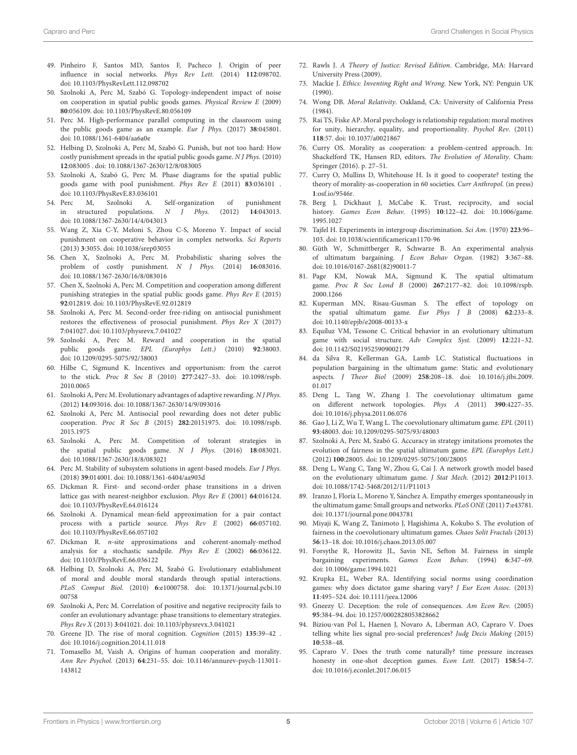49. Pinheiro F, Santos MD, Santos F, Pacheco J. Origin of peer influence in social networks. *Phys Rev Lett.* (2014) **112**:098702. doi: 10.1103/PhysRevLett.112.098702
50. Szolnoki A, Perc M, Szabó G. Topology-independent impact of noise on cooperation in spatial public goods games. *Physical Review E* (2009) **80**:056109. doi: 10.1103/PhysRevE.80.056109
51. Perc M. High-performance parallel computing in the classroom using the public goods game as an example. *Eur J Phys.* (2017) **38**:045801. doi: 10.1088/1361-6404/aa6a0e
52. Helbing D, Szolnoki A, Perc M, Szabó G. Punish, but not too hard: How costly punishment spreads in the spatial public goods game. *N J Phys.* (2010) **12**:083005 . doi: 10.1088/1367-2630/12/8/083005
53. Szolnoki A, Szabó G, Perc M. Phase diagrams for the spatial public goods game with pool punishment. *Phys Rev E* (2011) **83**:036101 . doi: 10.1103/PhysRevE.83.036101
54. Perc M, Szolnoki A. Self-organization of punishment in structured populations. *N J Phys.* (2012) **14**:043013. doi: 10.1088/1367-2630/14/4/043013
55. Wang Z, Xia C-Y, Meloni S, Zhou C-S, Moreno Y. Impact of social punishment on cooperative behavior in complex networks. *Sci Reports* (2013) **3**:3055. doi: 10.1038/srep03055
56. Chen X, Szolnoki A, Perc M. Probabilistic sharing solves the problem of costly punishment. *N J Phys.* (2014) **16**:083016. doi: 10.1088/1367-2630/16/8/083016
57. Chen X, Szolnoki A, Perc M. Competition and cooperation among different punishing strategies in the spatial public goods game. *Phys Rev E* (2015) **92**:012819. doi: 10.1103/PhysRevE.92.012819
58. Szolnoki A, Perc M. Second-order free-riding on antisocial punishment restores the effectiveness of prosocial punishment. *Phys Rev X* (2017) **7**:041027. doi: 10.1103/physrevx.7.041027
59. Szolnoki A, Perc M. Reward and cooperation in the spatial public goods game. *EPL (Europhys Lett.)* (2010) **92**:38003. doi: 10.1209/0295-5075/92/38003
60. Hilbe C, Sigmund K. Incentives and opportunism: from the carrot to the stick. *Proc R Soc B* (2010) **277**:2427–33. doi: 10.1098/rspb.2010.0065
61. Szolnoki A, Perc M. Evolutionary advantages of adaptive rewarding. *N J Phys.* (2012) **14**:093016. doi: 10.1088/1367-2630/14/9/093016
62. Szolnoki A, Perc M. Antisocial pool rewarding does not deter public cooperation. *Proc R Soc B* (2015) **282**:20151975. doi: 10.1098/rspb.2015.1975
63. Szolnoki A, Perc M. Competition of tolerant strategies in the spatial public goods game. *N J Phys.* (2016) **18**:083021. doi: 10.1088/1367-2630/18/8/083021
64. Perc M. Stability of subsystem solutions in agent-based models. *Eur J Phys.* (2018) **39**:014001. doi: 10.1088/1361-6404/aa903d
65. Dickman R. First- and second-order phase transitions in a driven lattice gas with nearest-neighbor exclusion. *Phys Rev E* (2001) **64**:016124. doi: 10.1103/PhysRevE.64.016124
66. Szolnoki A. Dynamical mean-field approximation for a pair contact process with a particle source. *Phys Rev E* (2002) **66**:057102. doi: 10.1103/PhysRevE.66.057102
67. Dickman R. *n*-site approximations and coherent-anomaly-method analysis for a stochastic sandpile. *Phys Rev E* (2002) **66**:036122. doi: 10.1103/PhysRevE.66.036122
68. Helbing D, Szolnoki A, Perc M, Szabó G. Evolutionary establishment of moral and double moral standards through spatial interactions. *PLoS Comput Biol.* (2010) **6**:e1000758. doi: 10.1371/journal.pcbi.1000758
69. Szolnoki A, Perc M. Correlation of positive and negative reciprocity fails to confer an evolutionary advantage: phase transitions to elementary strategies. *Phys Rev X* (2013) **3**:041021. doi: 10.1103/physrevx.3.041021
70. Greene JD. The rise of moral cognition. *Cognition* (2015) **135**:39–42 . doi: 10.1016/j.cognition.2014.11.018
71. Tomasello M, Vaish A. Origins of human cooperation and morality. *Ann Rev Psychol.* (2013) **64**:231–55. doi: 10.1146/annurev-psych-113011-143812
72. Rawls J. *A Theory of Justice: Revised Edition*. Cambridge, MA: Harvard University Press (2009).
73. Mackie J. *Ethics: Inventing Right and Wrong*. New York, NY: Penguin UK (1990).
74. Wong DB. *Moral Relativity*. Oakland, CA: University of California Press (1984).
75. Rai TS, Fiske AP. Moral psychology is relationship regulation: moral motives for unity, hierarchy, equality, and proportionality. *Psychol Rev.* (2011) **118**:57. doi: 10.1037/a0021867
76. Curry OS. Morality as cooperation: a problem-centred approach. In: Shackelford TK, Hansen RD, editors. *The Evolution of Morality*. Cham: Springer (2016). p. 27–51.
77. Curry O, Mullins D, Whitehouse H. Is it good to cooperate? testing the theory of morality-as-cooperation in 60 societies. *Curr Anthropol.* (in press) **1**:osf.io/9546r.
78. Berg J, Dickhaut J, McCabe K. Trust, reciprocity, and social history. *Games Econ Behav.* (1995) **10**:122–42. doi: 10.1006/game.1995.1027
79. Tajfel H. Experiments in intergroup discrimination. *Sci Am.* (1970) **223**:96–103. doi: 10.1038/scientificamerican1170-96
80. Güth W, Schmittberger R, Schwarze B. An experimental analysis of ultimatum bargaining. *J Econ Behav Organ.* (1982) **3**:367–88. doi: 10.1016/0167-2681(82)90011-7
81. Page KM, Nowak MA, Sigmund K. The spatial ultimatum game. *Proc R Soc Lond B* (2000) **267**:2177–82. doi: 10.1098/rspb.2000.1266
82. Kuperman MN, Risau-Gusman S. The effect of topology on the spatial ultimatum game. *Eur Phys J B* (2008) **62**:233–8. doi: 10.1140/epjb/e2008-00133-x
83. Equíluz VM, Tessone C. Critical behavior in an evolutionary ultimatum game with social structure. *Adv Complex Syst.* (2009) **12**:221–32. doi: 10.1142/S0219525909002179
84. da Silva R, Kellerman GA, Lamb LC. Statistical fluctuations in population bargaining in the ultimatum game: Static and evolutionary aspects. *J Theor Biol* (2009) **258**:208–18. doi: 10.1016/j.jtbi.2009.01.017
85. Deng L, Tang W, Zhang J. The coevolutionay ultimatum game on different network topologies. *Phys A* (2011) **390**:4227–35. doi: 10.1016/j.physa.2011.06.076
86. Gao J, Li Z, Wu T, Wang L. The coevolutionary ultimatum game. *EPL* (2011) **93**:48003. doi: 10.1209/0295-5075/93/48003
87. Szolnoki A, Perc M, Szabó G. Accuracy in strategy imitations promotes the evolution of fairness in the spatial ultimatum game. *EPL (Europhys Lett.)* (2012) **100**:28005. doi: 10.1209/0295-5075/100/28005
88. Deng L, Wang C, Tang W, Zhou G, Cai J. A network growth model based on the evolutionary ultimatum game. *J Stat Mech.* (2012) **2012**:P11013. doi: 10.1088/1742-5468/2012/11/P11013
89. Iranzo J, Floría L, Moreno Y, Sánchez A. Empathy emerges spontaneously in the ultimatum game: Small groups and networks. *PLoS ONE* (2011) **7**:e43781. doi: 10.1371/journal.pone.0043781
90. Miyaji K, Wang Z, Tanimoto J, Hagishima A, Kokubo S. The evolution of fairness in the coevolutionary ultimatum games. *Chaos Solit Fractals* (2013) **56**:13–18. doi: 10.1016/j.chaos.2013.05.007
91. Forsythe R, Horowitz JL, Savin NE, Sefton M. Fairness in simple bargaining experiments. *Games Econ Behav.* (1994) **6**:347–69. doi: 10.1006/game.1994.1021
92. Krupka EL, Weber RA. Identifying social norms using coordination games: why does dictator game sharing vary? *J Eur Econ Assoc.* (2013) **11**:495–524. doi: 10.1111/jeea.12006
93. Gneezy U. Deception: the role of consequences. *Am Econ Rev.* (2005) **95**:384–94. doi: 10.1257/0002828053828662
94. Biziou-van Pol L, Haenen J, Novaro A, Liberman AO, Capraro V. Does telling white lies signal pro-social preferences? *Judg Decis Making* (2015) **10**:538–48.
95. Capraro V. Does the truth come naturally? time pressure increases honesty in one-shot deception games. *Econ Lett.* (2017) **158**:54–7. doi: 10.1016/j.econlet.2017.06.015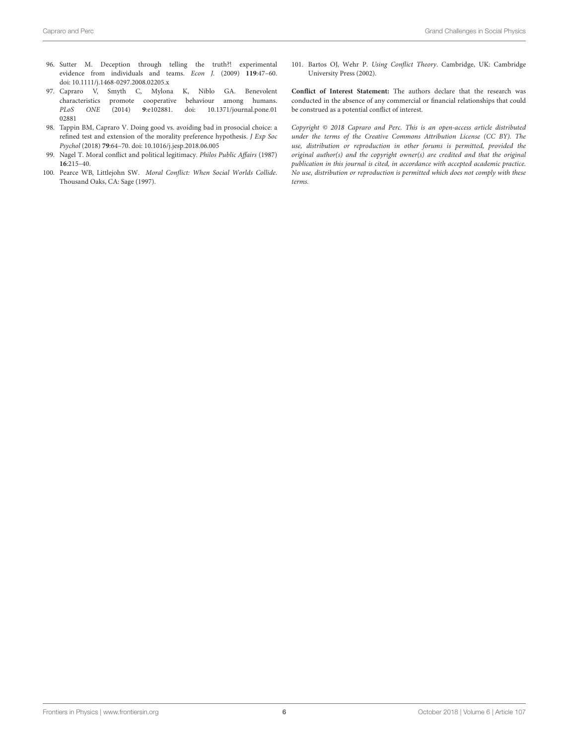96. Sutter M. Deception through telling the truth?! experimental evidence from individuals and teams. *Econ J.* (2009) **119**:47–60. doi: 10.1111/j.1468-0297.2008.02205.x
97. Capraro V, Smyth C, Mylona K, Niblo GA. Benevolent characteristics promote cooperative behaviour among humans. *PLoS ONE* (2014) **9**:e102881. doi: 10.1371/journal.pone.0102881
98. Tappin BM, Capraro V. Doing good vs. avoiding bad in prosocial choice: a refined test and extension of the morality preference hypothesis. *J Exp Soc Psychol* (2018) **79**:64–70. doi: 10.1016/j.jesp.2018.06.005
99. Nagel T. Moral conflict and political legitimacy. *Philos Public Affairs* (1987) **16**:215–40.
100. Pearce WB, Littlejohn SW. *Moral Conflict: When Social Worlds Collide*. Thousand Oaks, CA: Sage (1997).
101. Bartos OJ, Wehr P. *Using Conflict Theory*. Cambridge, UK: Cambridge University Press (2002).

**Conflict of Interest Statement:** The authors declare that the research was conducted in the absence of any commercial or financial relationships that could be construed as a potential conflict of interest.

*Copyright © 2018 Capraro and Perc. This is an open-access article distributed under the terms of the Creative Commons Attribution License (CC BY). The use, distribution or reproduction in other forums is permitted, provided the original author(s) and the copyright owner(s) are credited and that the original publication in this journal is cited, in accordance with accepted academic practice. No use, distribution or reproduction is permitted which does not comply with these terms.*